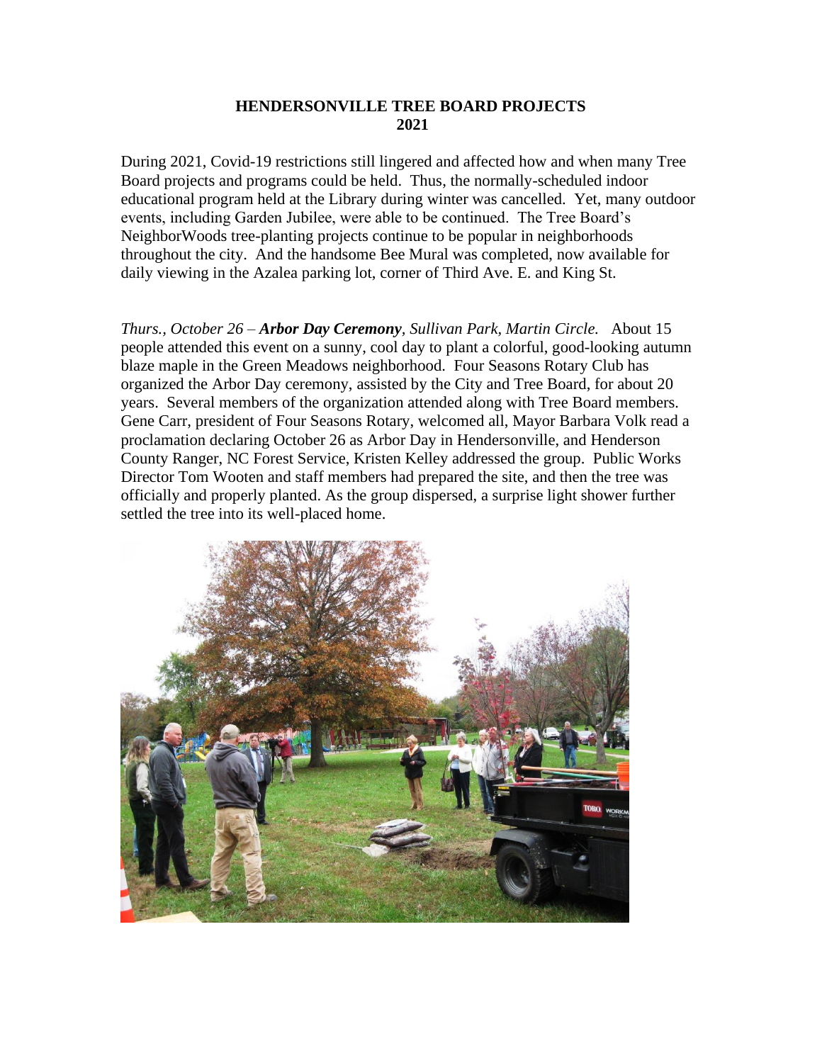# HENDERSONVILLE TREE BOARD PROJECTS
# 2021

During 2021, Covid-19 restrictions still lingered and affected how and when many Tree Board projects and programs could be held. Thus, the normally-scheduled indoor educational program held at the Library during winter was cancelled. Yet, many outdoor events, including Garden Jubilee, were able to be continued. The Tree Board's NeighborWoods tree-planting projects continue to be popular in neighborhoods throughout the city. And the handsome Bee Mural was completed, now available for daily viewing in the Azalea parking lot, corner of Third Ave. E. and King St.

*Thurs., October 26 – **Arbor Day Ceremony**, Sullivan Park, Martin Circle.* About 15 people attended this event on a sunny, cool day to plant a colorful, good-looking autumn blaze maple in the Green Meadows neighborhood. Four Seasons Rotary Club has organized the Arbor Day ceremony, assisted by the City and Tree Board, for about 20 years. Several members of the organization attended along with Tree Board members. Gene Carr, president of Four Seasons Rotary, welcomed all, Mayor Barbara Volk read a proclamation declaring October 26 as Arbor Day in Hendersonville, and Henderson County Ranger, NC Forest Service, Kristen Kelley addressed the group. Public Works Director Tom Wooten and staff members had prepared the site, and then the tree was officially and properly planted. As the group dispersed, a surprise light shower further settled the tree into its well-placed home.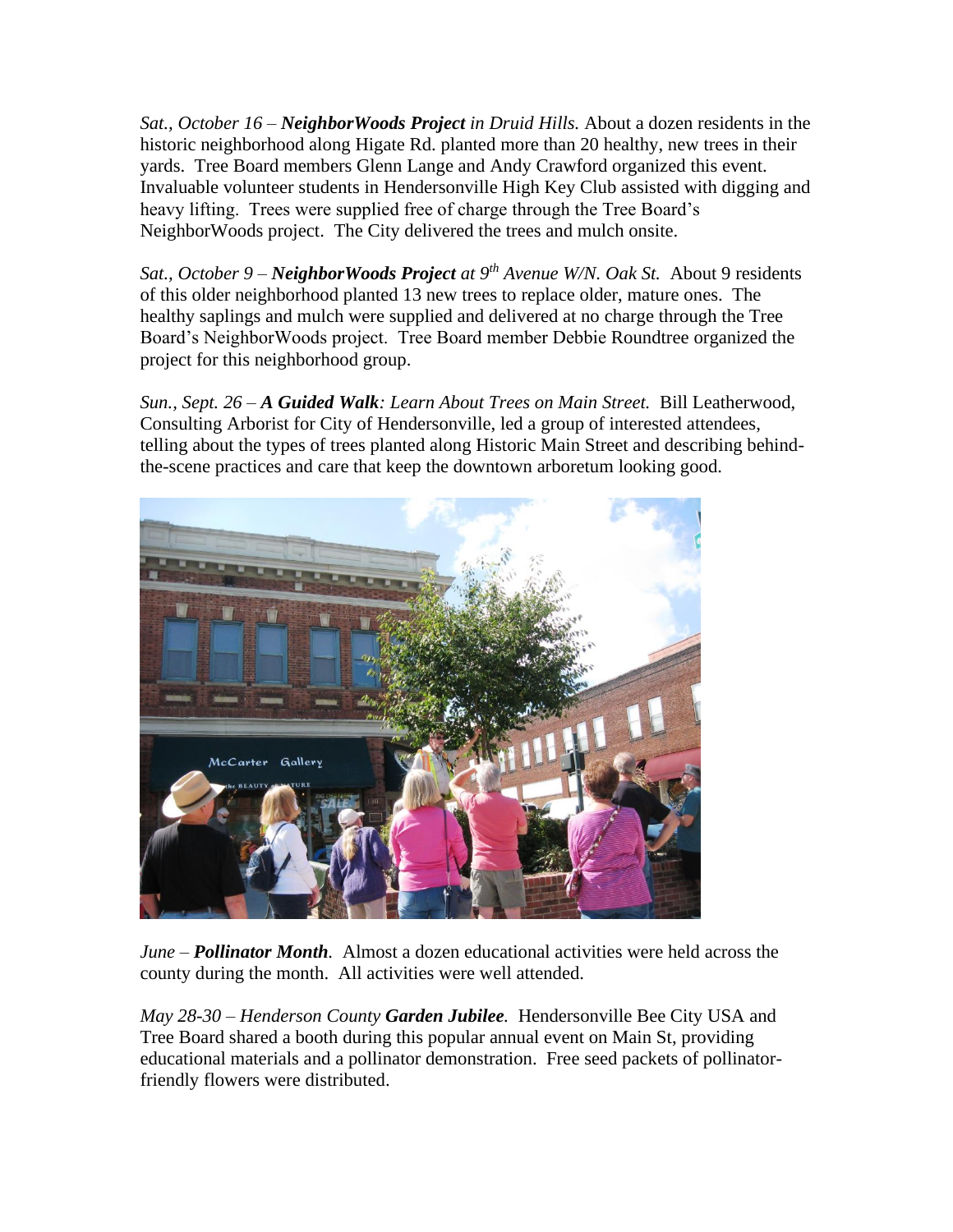*Sat., October 16 –* ***NeighborWoods Project*** *in Druid Hills.* About a dozen residents in the historic neighborhood along Higate Rd. planted more than 20 healthy, new trees in their yards. Tree Board members Glenn Lange and Andy Crawford organized this event. Invaluable volunteer students in Hendersonville High Key Club assisted with digging and heavy lifting. Trees were supplied free of charge through the Tree Board's NeighborWoods project. The City delivered the trees and mulch onsite.

*Sat., October 9 –* ***NeighborWoods Project*** *at 9th Avenue W/N. Oak St.* About 9 residents of this older neighborhood planted 13 new trees to replace older, mature ones. The healthy saplings and mulch were supplied and delivered at no charge through the Tree Board's NeighborWoods project. Tree Board member Debbie Roundtree organized the project for this neighborhood group.

*Sun., Sept. 26 –* ***A Guided Walk****: Learn About Trees on Main Street.* Bill Leatherwood, Consulting Arborist for City of Hendersonville, led a group of interested attendees, telling about the types of trees planted along Historic Main Street and describing behind-the-scene practices and care that keep the downtown arboretum looking good.

*June –* ***Pollinator Month****.* Almost a dozen educational activities were held across the county during the month. All activities were well attended.

*May 28-30 – Henderson County* ***Garden Jubilee****.* Hendersonville Bee City USA and Tree Board shared a booth during this popular annual event on Main St, providing educational materials and a pollinator demonstration. Free seed packets of pollinator-friendly flowers were distributed.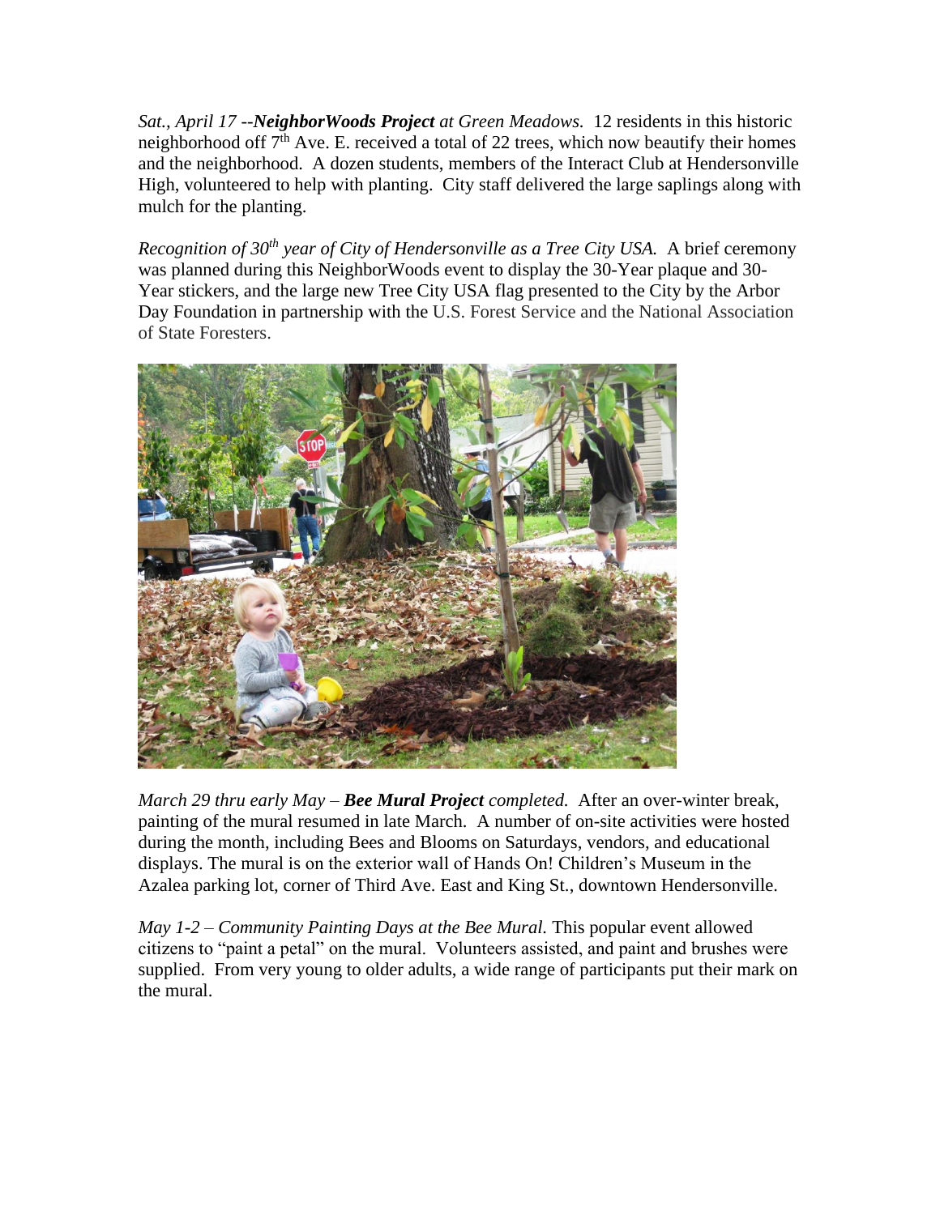*Sat., April 17 --**NeighborWoods Project** at Green Meadows.* 12 residents in this historic neighborhood off 7th Ave. E. received a total of 22 trees, which now beautify their homes and the neighborhood. A dozen students, members of the Interact Club at Hendersonville High, volunteered to help with planting. City staff delivered the large saplings along with mulch for the planting.

*Recognition of 30th year of City of Hendersonville as a Tree City USA.* A brief ceremony was planned during this NeighborWoods event to display the 30-Year plaque and 30-Year stickers, and the large new Tree City USA flag presented to the City by the Arbor Day Foundation in partnership with the U.S. Forest Service and the National Association of State Foresters.

*March 29 thru early May – **Bee Mural Project** completed.* After an over-winter break, painting of the mural resumed in late March. A number of on-site activities were hosted during the month, including Bees and Blooms on Saturdays, vendors, and educational displays. The mural is on the exterior wall of Hands On! Children's Museum in the Azalea parking lot, corner of Third Ave. East and King St., downtown Hendersonville.

*May 1-2 – Community Painting Days at the Bee Mural.* This popular event allowed citizens to "paint a petal" on the mural. Volunteers assisted, and paint and brushes were supplied. From very young to older adults, a wide range of participants put their mark on the mural.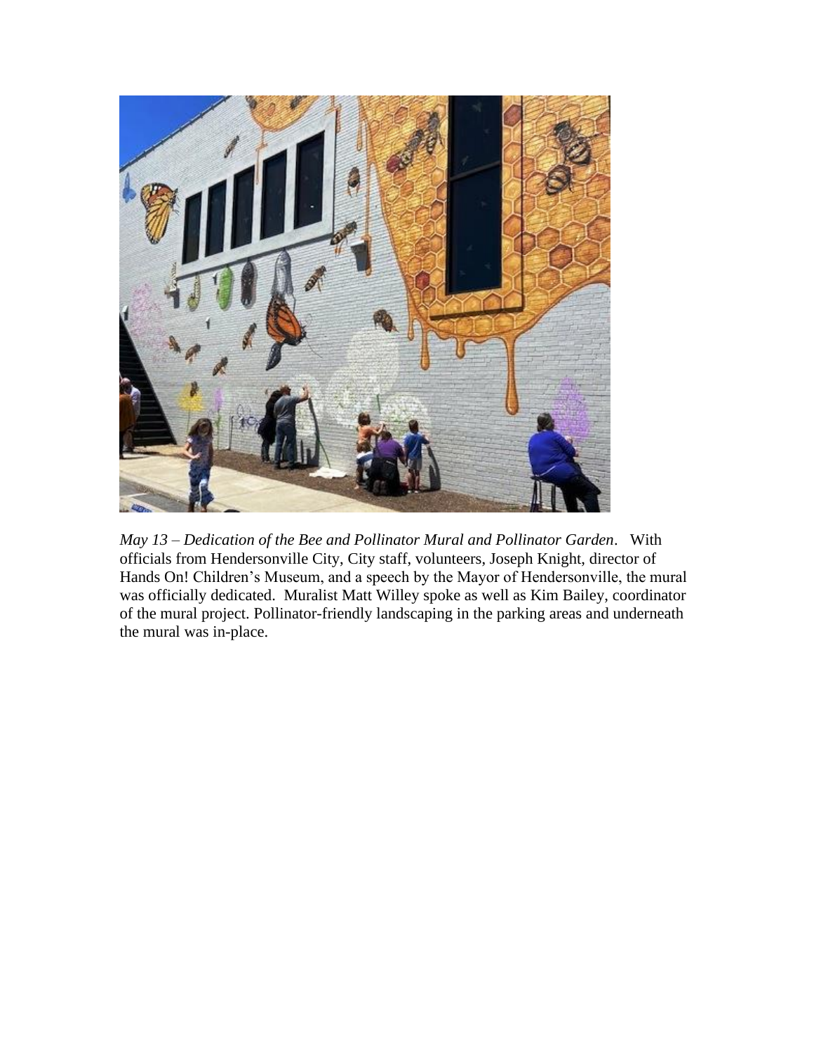*May 13 – Dedication of the Bee and Pollinator Mural and Pollinator Garden*. With officials from Hendersonville City, City staff, volunteers, Joseph Knight, director of Hands On! Children's Museum, and a speech by the Mayor of Hendersonville, the mural was officially dedicated. Muralist Matt Willey spoke as well as Kim Bailey, coordinator of the mural project. Pollinator-friendly landscaping in the parking areas and underneath the mural was in-place.